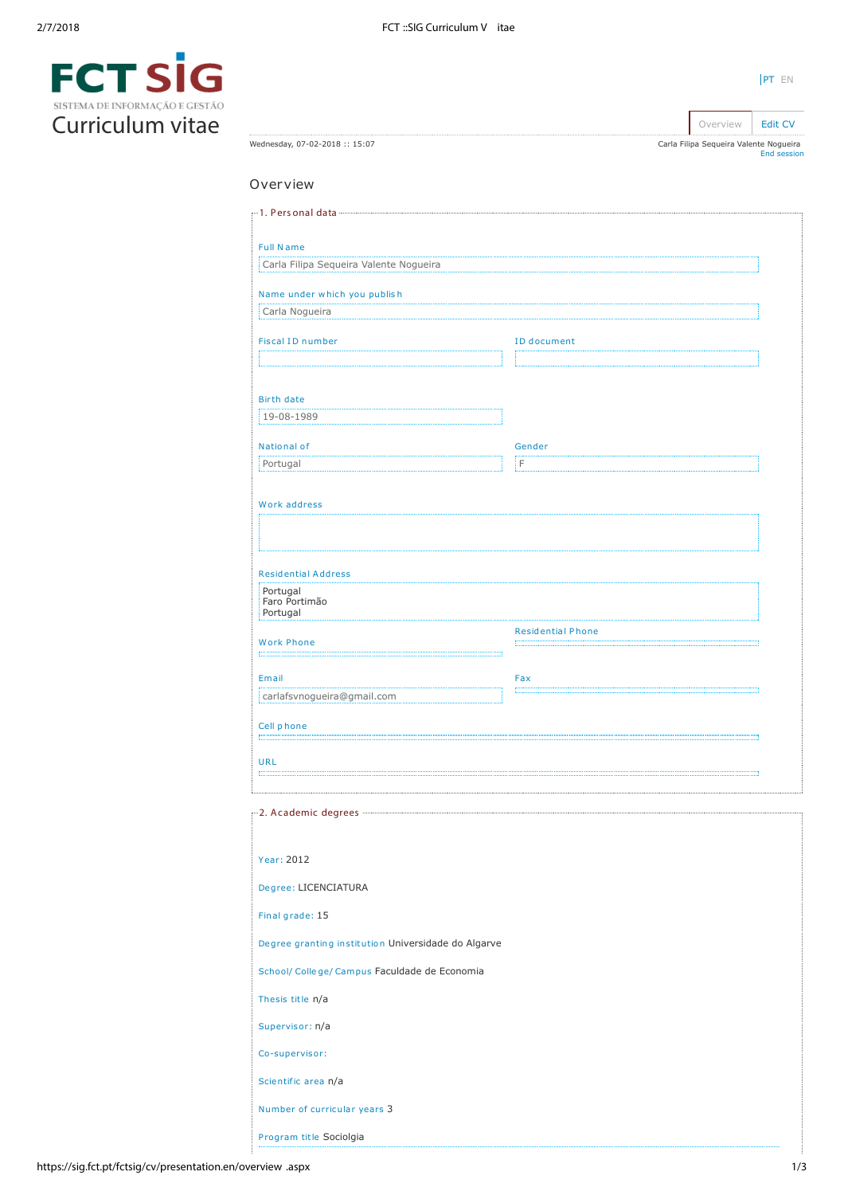FCT SIG
SISTEMA DE INFORMAÇÃO E GESTÃO

# Curriculum vitae

PT EN

Overview | Edit CV

Wednesday, 07-02-2018 :: 15:07

Carla Filipa Sequeira Valente Nogueira
End session

## Overview

### 1. Personal data

**Full Name**
Carla Filipa Sequeira Valente Nogueira

**Name under which you publish**
Carla Nogueira

**Fiscal ID number**

**ID document**

**Birth date**
19-08-1989

**National of**
Portugal

**Gender**
F

**Work address**

**Residential Address**
Portugal
Faro Portimão
Portugal

**Work Phone**

**Residential Phone**

**Email**
carlafsvnogueira@gmail.com

**Fax**

**Cell phone**

**URL**

### 2. Academic degrees

**Year:** 2012

**Degree:** LICENCIATURA

**Final grade:** 15

**Degree granting institution** Universidade do Algarve

**School/ College/ Campus** Faculdade de Economia

**Thesis title** n/a

**Supervisor:** n/a

**Co-supervisor:**

**Scientific area** n/a

**Number of curricular years** 3

**Program title** Sociolgia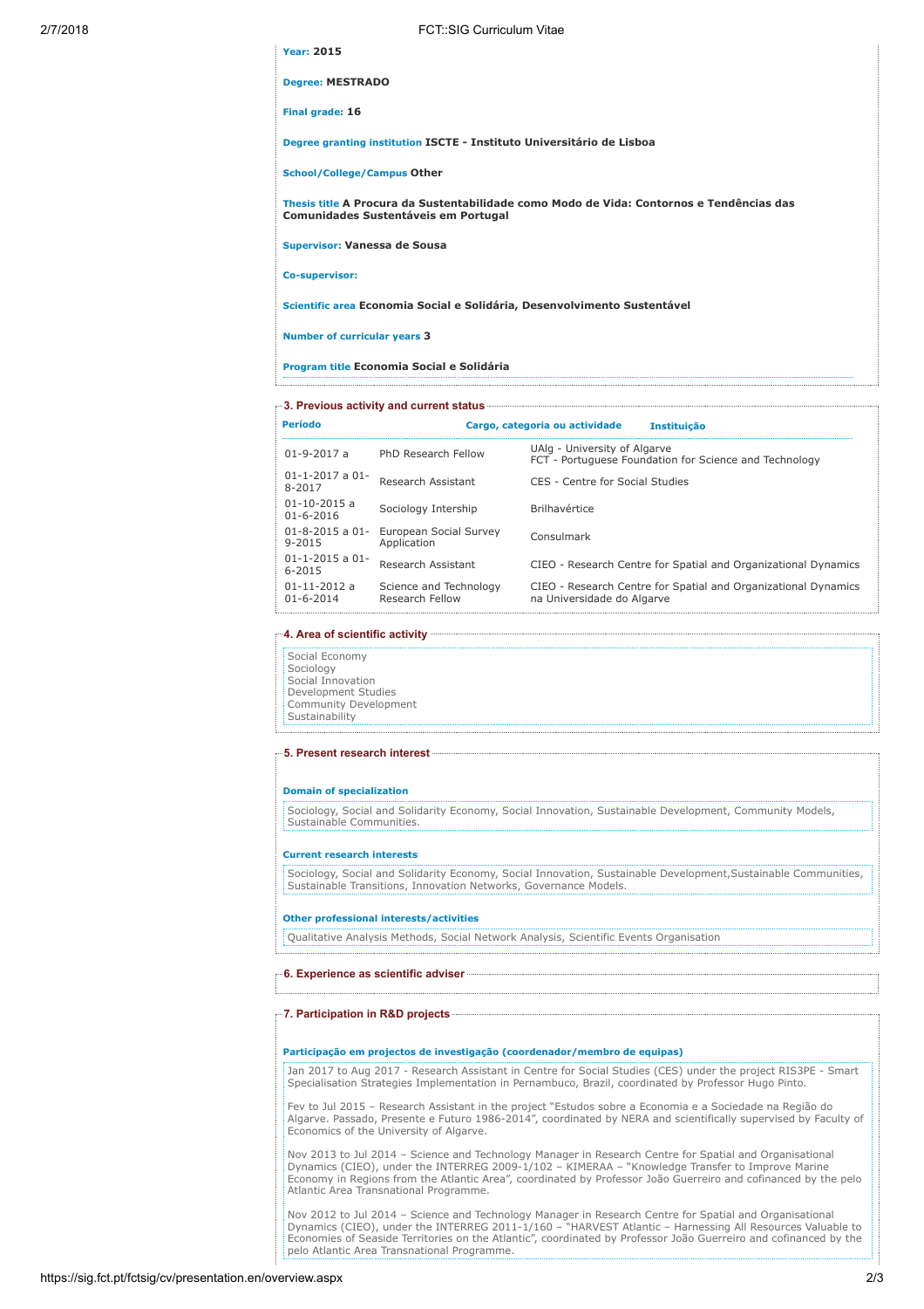**Year:** 2015

**Degree:** MESTRADO

**Final grade:** 16

**Degree granting institution** ISCTE - Instituto Universitário de Lisboa

**School/College/Campus** Other

**Thesis title** A Procura da Sustentabilidade como Modo de Vida: Contornos e Tendências das Comunidades Sustentáveis em Portugal

**Supervisor:** Vanessa de Sousa

**Co-supervisor:**

**Scientific area** Economia Social e Solidária, Desenvolvimento Sustentável

**Number of curricular years** 3

**Program title** Economia Social e Solidária

## 3. Previous activity and current status

| Período | Cargo, categoria ou actividade | Instituição |
|---|---|---|
| 01-9-2017 a | PhD Research Fellow | UAlg - University of Algarve<br>FCT - Portuguese Foundation for Science and Technology |
| 01-1-2017 a 01-8-2017 | Research Assistant | CES - Centre for Social Studies |
| 01-10-2015 a 01-6-2016 | Sociology Intership | Brilhavértice |
| 01-8-2015 a 01-9-2015 | European Social Survey Application | Consulmark |
| 01-1-2015 a 01-6-2015 | Research Assistant | CIEO - Research Centre for Spatial and Organizational Dynamics |
| 01-11-2012 a 01-6-2014 | Science and Technology Research Fellow | CIEO - Research Centre for Spatial and Organizational Dynamics na Universidade do Algarve |

## 4. Area of scientific activity

Social Economy
Sociology
Social Innovation
Development Studies
Community Development
Sustainability

## 5. Present research interest

**Domain of specialization**

Sociology, Social and Solidarity Economy, Social Innovation, Sustainable Development, Community Models, Sustainable Communities.

**Current research interests**

Sociology, Social and Solidarity Economy, Social Innovation, Sustainable Development,Sustainable Communities, Sustainable Transitions, Innovation Networks, Governance Models.

**Other professional interests/activities**

Qualitative Analysis Methods, Social Network Analysis, Scientific Events Organisation

## 6. Experience as scientific adviser

## 7. Participation in R&D projects

**Participação em projectos de investigação (coordenador/membro de equipas)**

Jan 2017 to Aug 2017 - Research Assistant in Centre for Social Studies (CES) under the project RIS3PE - Smart Specialisation Strategies Implementation in Pernambuco, Brazil, coordinated by Professor Hugo Pinto.

Fev to Jul 2015 – Research Assistant in the project "Estudos sobre a Economia e a Sociedade na Região do Algarve. Passado, Presente e Futuro 1986-2014", coordinated by NERA and scientifically supervised by Faculty of Economics of the University of Algarve.

Nov 2013 to Jul 2014 – Science and Technology Manager in Research Centre for Spatial and Organisational Dynamics (CIEO), under the INTERREG 2009-1/102 – KIMERAA – "Knowledge Transfer to Improve Marine Economy in Regions from the Atlantic Area", coordinated by Professor João Guerreiro and cofinanced by the pelo Atlantic Area Transnational Programme.

Nov 2012 to Jul 2014 – Science and Technology Manager in Research Centre for Spatial and Organisational Dynamics (CIEO), under the INTERREG 2011-1/160 – "HARVEST Atlantic – Harnessing All Resources Valuable to Economies of Seaside Territories on the Atlantic", coordinated by Professor João Guerreiro and cofinanced by the pelo Atlantic Area Transnational Programme.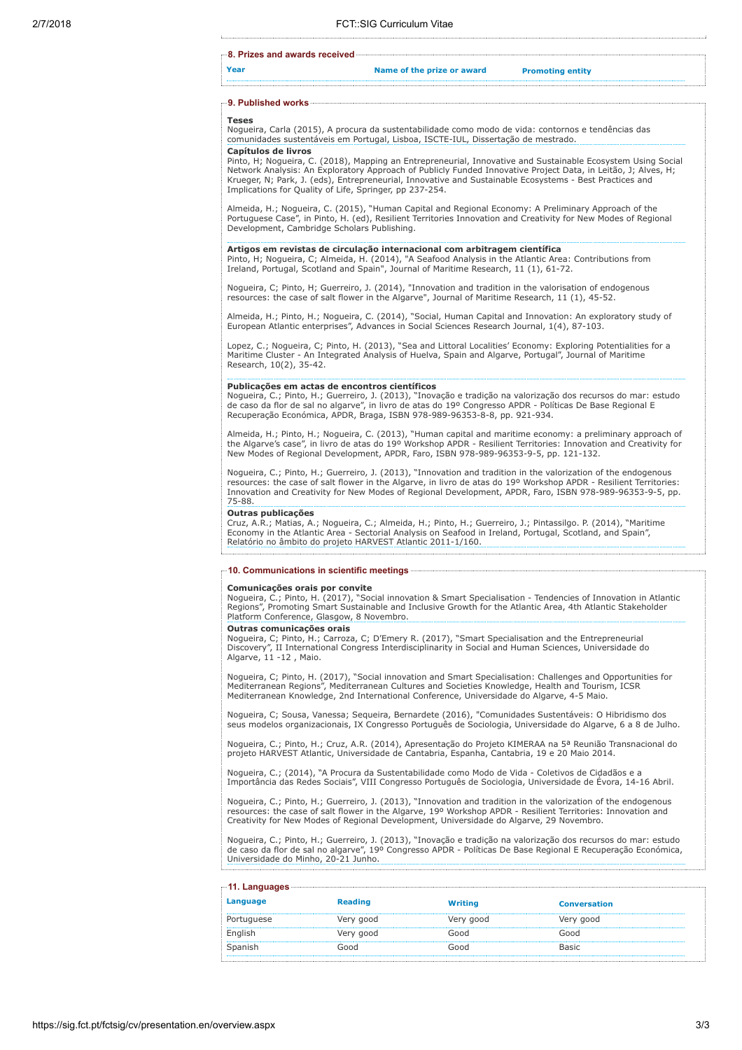## 8. Prizes and awards received

| Year | Name of the prize or award | Promoting entity |
| --- | --- | --- |

## 9. Published works

**Teses**

Nogueira, Carla (2015), A procura da sustentabilidade como modo de vida: contornos e tendências das comunidades sustentáveis em Portugal, Lisboa, ISCTE-IUL, Dissertação de mestrado.

**Capítulos de livros**

Pinto, H; Nogueira, C. (2018), Mapping an Entrepreneurial, Innovative and Sustainable Ecosystem Using Social Network Analysis: An Exploratory Approach of Publicly Funded Innovative Project Data, in Leitão, J; Alves, H; Krueger, N; Park, J. (eds), Entrepreneurial, Innovative and Sustainable Ecosystems - Best Practices and Implications for Quality of Life, Springer, pp 237-254.

Almeida, H.; Nogueira, C. (2015), "Human Capital and Regional Economy: A Preliminary Approach of the Portuguese Case", in Pinto, H. (ed), Resilient Territories Innovation and Creativity for New Modes of Regional Development, Cambridge Scholars Publishing.

**Artigos em revistas de circulação internacional com arbitragem científica**

Pinto, H; Nogueira, C; Almeida, H. (2014), "A Seafood Analysis in the Atlantic Area: Contributions from Ireland, Portugal, Scotland and Spain", Journal of Maritime Research, 11 (1), 61-72.

Nogueira, C; Pinto, H; Guerreiro, J. (2014), "Innovation and tradition in the valorisation of endogenous resources: the case of salt flower in the Algarve", Journal of Maritime Research, 11 (1), 45-52.

Almeida, H.; Pinto, H.; Nogueira, C. (2014), "Social, Human Capital and Innovation: An exploratory study of European Atlantic enterprises", Advances in Social Sciences Research Journal, 1(4), 87-103.

Lopez, C.; Nogueira, C; Pinto, H. (2013), "Sea and Littoral Localities' Economy: Exploring Potentialities for a Maritime Cluster - An Integrated Analysis of Huelva, Spain and Algarve, Portugal", Journal of Maritime Research, 10(2), 35-42.

**Publicações em actas de encontros científicos**

Nogueira, C.; Pinto, H.; Guerreiro, J. (2013), "Inovação e tradição na valorização dos recursos do mar: estudo de caso da flor de sal no algarve", in livro de atas do 19º Congresso APDR - Políticas De Base Regional E Recuperação Económica, APDR, Braga, ISBN 978-989-96353-8-8, pp. 921-934.

Almeida, H.; Pinto, H.; Nogueira, C. (2013), "Human capital and maritime economy: a preliminary approach of the Algarve's case", in livro de atas do 19º Workshop APDR - Resilient Territories: Innovation and Creativity for New Modes of Regional Development, APDR, Faro, ISBN 978-989-96353-9-5, pp. 121-132.

Nogueira, C.; Pinto, H.; Guerreiro, J. (2013), "Innovation and tradition in the valorization of the endogenous resources: the case of salt flower in the Algarve, in livro de atas do 19º Workshop APDR - Resilient Territories: Innovation and Creativity for New Modes of Regional Development, APDR, Faro, ISBN 978-989-96353-9-5, pp. 75-88.

**Outras publicações**

Cruz, A.R.; Matias, A.; Nogueira, C.; Almeida, H.; Pinto, H.; Guerreiro, J.; Pintassilgo. P. (2014), "Maritime Economy in the Atlantic Area - Sectorial Analysis on Seafood in Ireland, Portugal, Scotland, and Spain", Relatório no âmbito do projeto HARVEST Atlantic 2011-1/160.

## 10. Communications in scientific meetings

**Comunicações orais por convite**

Nogueira, C.; Pinto, H. (2017), "Social innovation & Smart Specialisation - Tendencies of Innovation in Atlantic Regions", Promoting Smart Sustainable and Inclusive Growth for the Atlantic Area, 4th Atlantic Stakeholder Platform Conference, Glasgow, 8 Novembro.

**Outras comunicações orais**

Nogueira, C; Pinto, H.; Carroza, C; D'Emery R. (2017), "Smart Specialisation and the Entrepreneurial Discovery", II International Congress Interdisciplinarity in Social and Human Sciences, Universidade do Algarve, 11 -12 , Maio.

Nogueira, C; Pinto, H. (2017), "Social innovation and Smart Specialisation: Challenges and Opportunities for Mediterranean Regions", Mediterranean Cultures and Societies Knowledge, Health and Tourism, ICSR Mediterranean Knowledge, 2nd International Conference, Universidade do Algarve, 4-5 Maio.

Nogueira, C; Sousa, Vanessa; Sequeira, Bernardete (2016), "Comunidades Sustentáveis: O Hibridismo dos seus modelos organizacionais, IX Congresso Português de Sociologia, Universidade do Algarve, 6 a 8 de Julho.

Nogueira, C.; Pinto, H.; Cruz, A.R. (2014), Apresentação do Projeto KIMERAA na 5ª Reunião Transnacional do projeto HARVEST Atlantic, Universidade de Cantabria, Espanha, Cantabria, 19 e 20 Maio 2014.

Nogueira, C.; (2014), "A Procura da Sustentabilidade como Modo de Vida - Coletivos de Cidadãos e a Importância das Redes Sociais", VIII Congresso Português de Sociologia, Universidade de Évora, 14-16 Abril.

Nogueira, C.; Pinto, H.; Guerreiro, J. (2013), "Innovation and tradition in the valorization of the endogenous resources: the case of salt flower in the Algarve, 19º Workshop APDR - Resilient Territories: Innovation and Creativity for New Modes of Regional Development, Universidade do Algarve, 29 Novembro.

Nogueira, C.; Pinto, H.; Guerreiro, J. (2013), "Inovação e tradição na valorização dos recursos do mar: estudo de caso da flor de sal no algarve", 19º Congresso APDR - Políticas De Base Regional E Recuperação Económica, Universidade do Minho, 20-21 Junho.

## 11. Languages

| Language | Reading | Writing | Conversation |
| --- | --- | --- | --- |
| Portuguese | Very good | Very good | Very good |
| English | Very good | Good | Good |
| Spanish | Good | Good | Basic |